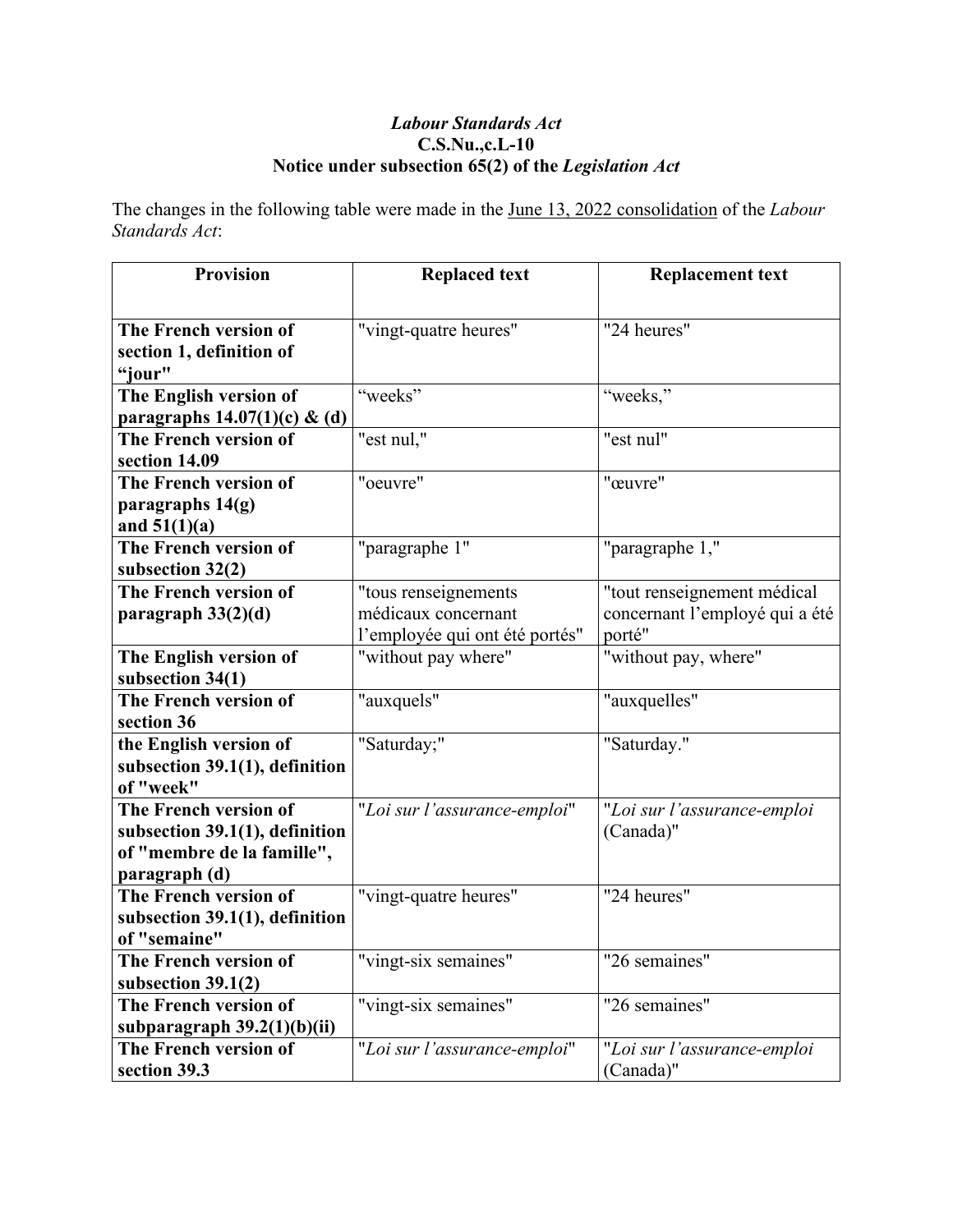***Labour Standards Act***
**C.S.Nu.,c.L-10**
**Notice under subsection 65(2) of the *Legislation Act***

The changes in the following table were made in the June 13, 2022 consolidation of the *Labour Standards Act*:

| Provision | Replaced text | Replacement text |
|---|---|---|
| **The French version of section 1, definition of “jour"** | "vingt-quatre heures" | "24 heures" |
| **The English version of paragraphs 14.07(1)(c) & (d)** | “weeks” | “weeks,” |
| **The French version of section 14.09** | "est nul," | "est nul" |
| **The French version of paragraphs 14(g) and 51(1)(a)** | "oeuvre" | "œuvre" |
| **The French version of subsection 32(2)** | "paragraphe 1" | "paragraphe 1," |
| **The French version of paragraph 33(2)(d)** | "tous renseignements médicaux concernant l’employée qui ont été portés" | "tout renseignement médical concernant l’employé qui a été porté" |
| **The English version of subsection 34(1)** | "without pay where" | "without pay, where" |
| **The French version of section 36** | "auxquels" | "auxquelles" |
| **the English version of subsection 39.1(1), definition of "week"** | "Saturday;" | "Saturday." |
| **The French version of subsection 39.1(1), definition of "membre de la famille", paragraph (d)** | "*Loi sur l’assurance-emploi*" | "*Loi sur l’assurance-emploi* (Canada)" |
| **The French version of subsection 39.1(1), definition of "semaine"** | "vingt-quatre heures" | "24 heures" |
| **The French version of subsection 39.1(2)** | "vingt-six semaines" | "26 semaines" |
| **The French version of subparagraph 39.2(1)(b)(ii)** | "vingt-six semaines" | "26 semaines" |
| **The French version of section 39.3** | "*Loi sur l’assurance-emploi*" | "*Loi sur l’assurance-emploi* (Canada)" |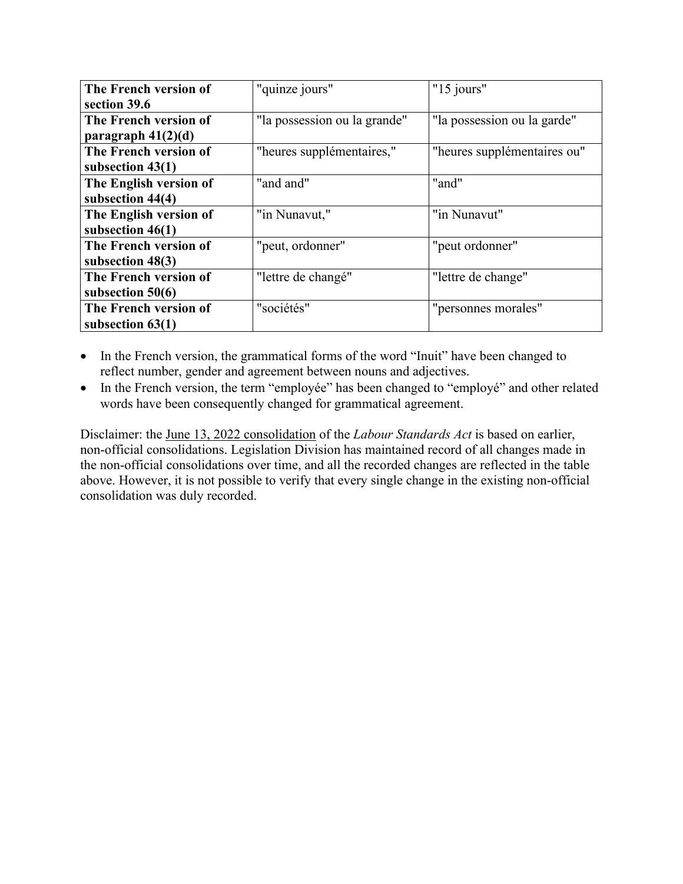| | | |
|---|---|---|
| **The French version of section 39.6** | "quinze jours" | "15 jours" |
| **The French version of paragraph 41(2)(d)** | "la possession ou la grande" | "la possession ou la garde" |
| **The French version of subsection 43(1)** | "heures supplémentaires," | "heures supplémentaires ou" |
| **The English version of subsection 44(4)** | "and and" | "and" |
| **The English version of subsection 46(1)** | "in Nunavut," | "in Nunavut" |
| **The French version of subsection 48(3)** | "peut, ordonner" | "peut ordonner" |
| **The French version of subsection 50(6)** | "lettre de changé" | "lettre de change" |
| **The French version of subsection 63(1)** | "sociétés" | "personnes morales" |

- In the French version, the grammatical forms of the word "Inuit" have been changed to reflect number, gender and agreement between nouns and adjectives.
- In the French version, the term "employée" has been changed to "employé" and other related words have been consequently changed for grammatical agreement.

Disclaimer: the June 13, 2022 consolidation of the *Labour Standards Act* is based on earlier, non-official consolidations. Legislation Division has maintained record of all changes made in the non-official consolidations over time, and all the recorded changes are reflected in the table above. However, it is not possible to verify that every single change in the existing non-official consolidation was duly recorded.